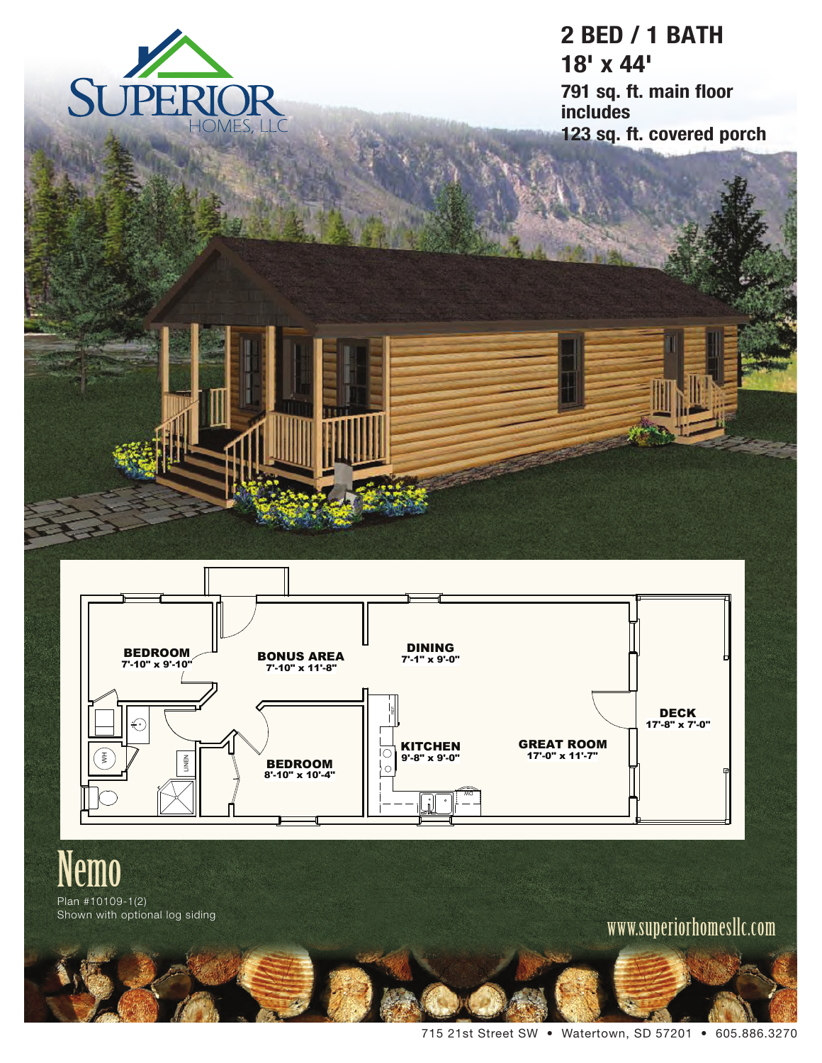SUPERIOR HOMES, LLC

# 2 BED / 1 BATH

## 18' x 44'

**791 sq. ft. main floor includes**
**123 sq. ft. covered porch**

BEDROOM
7'-10" x 9'-10"

BONUS AREA
7'-10" x 11'-8"

DINING
7'-1" x 9'-0"

DECK
17'-8" x 7'-0"

KITCHEN
9'-8" x 9'-0"

GREAT ROOM
17'-0" x 11'-7"

BEDROOM
8'-10" x 10'-4"

WH

LINEN

REF

DW

# Nemo

Plan #10109-1(2)
Shown with optional log siding

www.superiorhomesllc.com

715 21st Street SW • Watertown, SD 57201 • 605.886.3270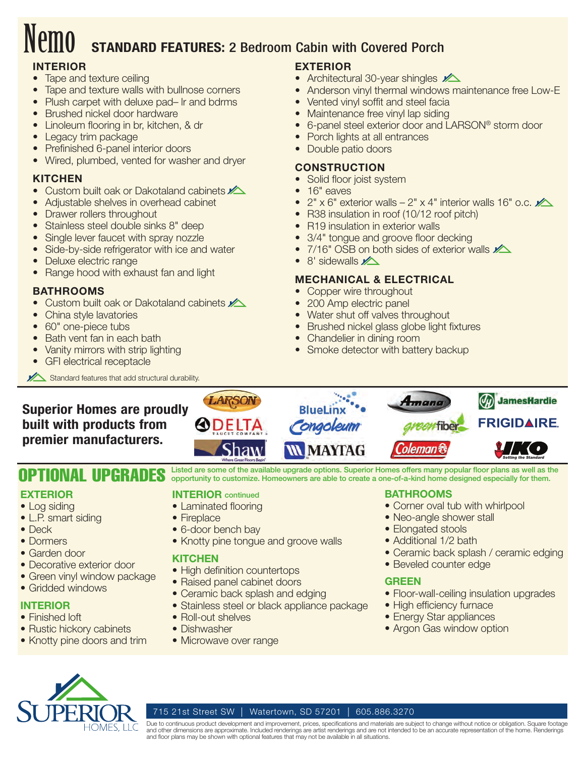# Nemo STANDARD FEATURES: 2 Bedroom Cabin with Covered Porch

## INTERIOR

- Tape and texture ceiling
- Tape and texture walls with bullnose corners
- Plush carpet with deluxe pad– lr and bdrms
- Brushed nickel door hardware
- Linoleum flooring in br, kitchen, & dr
- Legacy trim package
- Prefinished 6-panel interior doors
- Wired, plumbed, vented for washer and dryer

## KITCHEN

- Custom built oak or Dakotaland cabinets
- Adjustable shelves in overhead cabinet
- Drawer rollers throughout
- Stainless steel double sinks 8" deep
- Single lever faucet with spray nozzle
- Side-by-side refrigerator with ice and water
- Deluxe electric range
- Range hood with exhaust fan and light

## BATHROOMS

- Custom built oak or Dakotaland cabinets
- China style lavatories
- 60" one-piece tubs
- Bath vent fan in each bath
- Vanity mirrors with strip lighting
- GFI electrical receptacle

## EXTERIOR

- Architectural 30-year shingles
- Anderson vinyl thermal windows maintenance free Low-E
- Vented vinyl soffit and steel facia
- Maintenance free vinyl lap siding
- 6-panel steel exterior door and LARSON® storm door
- Porch lights at all entrances
- Double patio doors

## CONSTRUCTION

- Solid floor joist system
- 16" eaves
- 2" x 6" exterior walls – 2" x 4" interior walls 16" o.c.
- R38 insulation in roof (10/12 roof pitch)
- R19 insulation in exterior walls
- 3/4" tongue and groove floor decking
- 7/16" OSB on both sides of exterior walls
- 8' sidewalls

## MECHANICAL & ELECTRICAL

- Copper wire throughout
- 200 Amp electric panel
- Water shut off valves throughout
- Brushed nickel glass globe light fixtures
- Chandelier in dining room
- Smoke detector with battery backup

Standard features that add structural durability.

**Superior Homes are proudly built with products from premier manufacturers.**

LARSON · BlueLinx · Amana · JamesHardie · DELTA FAUCET COMPANY · Congoleum · greenfiber · FRIGIDAIRE · Shaw Where Great Floors Begin · MAYTAG · Coleman · IKO Setting the Standard

# OPTIONAL UPGRADES

**Listed are some of the available upgrade options. Superior Homes offers many popular floor plans as well as the opportunity to customize. Homeowners are able to create a one-of-a-kind home designed especially for them.**

## EXTERIOR

- Log siding
- L.P. smart siding
- Deck
- Dormers
- Garden door
- Decorative exterior door
- Green vinyl window package
- Gridded windows

## INTERIOR

- Finished loft
- Rustic hickory cabinets
- Knotty pine doors and trim

## INTERIOR continued

- Laminated flooring
- Fireplace
- 6-door bench bay
- Knotty pine tongue and groove walls

## KITCHEN

- High definition countertops
- Raised panel cabinet doors
- Ceramic back splash and edging
- Stainless steel or black appliance package
- Roll-out shelves
- Dishwasher
- Microwave over range

## BATHROOMS

- Corner oval tub with whirlpool
- Neo-angle shower stall
- Elongated stools
- Additional 1/2 bath
- Ceramic back splash / ceramic edging
- Beveled counter edge

## GREEN

- Floor-wall-ceiling insulation upgrades
- High efficiency furnace
- Energy Star appliances
- Argon Gas window option

SUPERIOR HOMES, LLC

715 21st Street SW | Watertown, SD 57201 | 605.886.3270

Due to continuous product development and improvement, prices, specifications and materials are subject to change without notice or obligation. Square footage and other dimensions are approximate. Included renderings are artist renderings and are not intended to be an accurate representation of the home. Renderings and floor plans may be shown with optional features that may not be available in all situations.